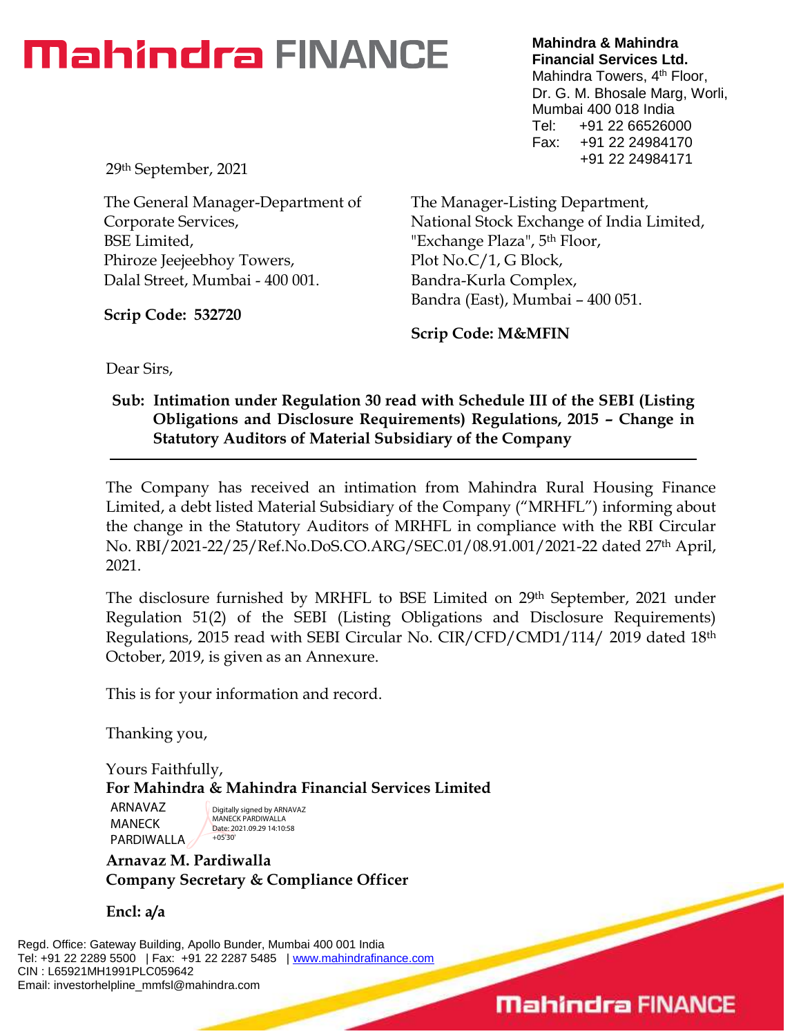# Mahindra FINANCE

**Mahindra & Mahindra Financial Services Ltd.**
Mahindra Towers, 4th Floor,
Dr. G. M. Bhosale Marg, Worli,
Mumbai 400 018 India
Tel: +91 22 66526000
Fax: +91 22 24984170
+91 22 24984171

29th September, 2021

The General Manager-Department of Corporate Services,
BSE Limited,
Phiroze Jeejeebhoy Towers,
Dalal Street, Mumbai - 400 001.

**Scrip Code: 532720**

The Manager-Listing Department,
National Stock Exchange of India Limited,
"Exchange Plaza", 5th Floor,
Plot No.C/1, G Block,
Bandra-Kurla Complex,
Bandra (East), Mumbai – 400 051.

**Scrip Code: M&MFIN**

Dear Sirs,

**Sub: Intimation under Regulation 30 read with Schedule III of the SEBI (Listing Obligations and Disclosure Requirements) Regulations, 2015 – Change in Statutory Auditors of Material Subsidiary of the Company**

---

The Company has received an intimation from Mahindra Rural Housing Finance Limited, a debt listed Material Subsidiary of the Company ("MRHFL") informing about the change in the Statutory Auditors of MRHFL in compliance with the RBI Circular No. RBI/2021-22/25/Ref.No.DoS.CO.ARG/SEC.01/08.91.001/2021-22 dated 27th April, 2021.

The disclosure furnished by MRHFL to BSE Limited on 29th September, 2021 under Regulation 51(2) of the SEBI (Listing Obligations and Disclosure Requirements) Regulations, 2015 read with SEBI Circular No. CIR/CFD/CMD1/114/ 2019 dated 18th October, 2019, is given as an Annexure.

This is for your information and record.

Thanking you,

Yours Faithfully,
**For Mahindra & Mahindra Financial Services Limited**

ARNAVAZ MANECK PARDIWALLA
Digitally signed by ARNAVAZ MANECK PARDIWALLA
Date: 2021.09.29 14:10:58 +05'30'

**Arnavaz M. Pardiwalla**
**Company Secretary & Compliance Officer**

**Encl: a/a**

Regd. Office: Gateway Building, Apollo Bunder, Mumbai 400 001 India
Tel: +91 22 2289 5500 | Fax: +91 22 2287 5485 | www.mahindrafinance.com
CIN : L65921MH1991PLC059642
Email: investorhelpline_mmfsl@mahindra.com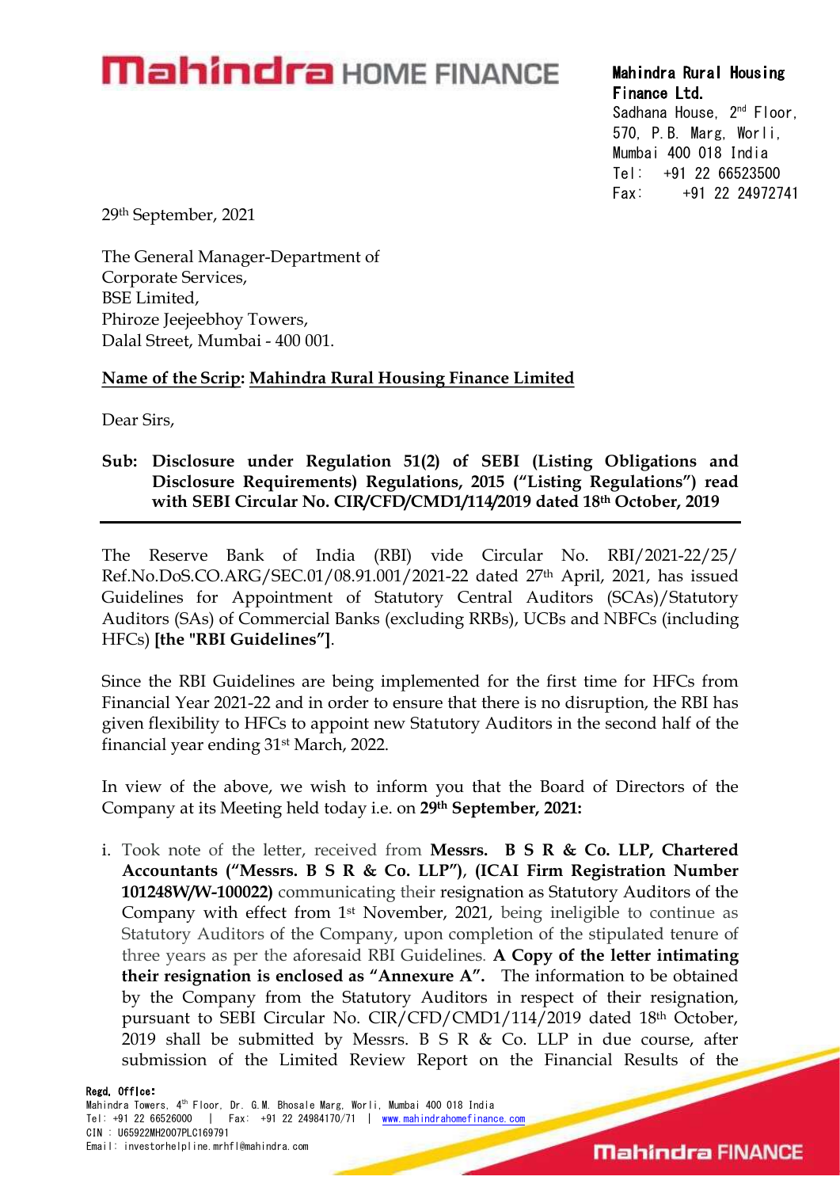**Mahindra Rural Housing Finance Ltd.**
Sadhana House, 2nd Floor,
570, P.B. Marg, Worli,
Mumbai 400 018 India
Tel: +91 22 66523500
Fax: +91 22 24972741

29th September, 2021

The General Manager-Department of
Corporate Services,
BSE Limited,
Phiroze Jeejeebhoy Towers,
Dalal Street, Mumbai - 400 001.

**Name of the Scrip: Mahindra Rural Housing Finance Limited**

Dear Sirs,

**Sub: Disclosure under Regulation 51(2) of SEBI (Listing Obligations and Disclosure Requirements) Regulations, 2015 ("Listing Regulations") read with SEBI Circular No. CIR/CFD/CMD1/114/2019 dated 18th October, 2019**

The Reserve Bank of India (RBI) vide Circular No. RBI/2021-22/25/ Ref.No.DoS.CO.ARG/SEC.01/08.91.001/2021-22 dated 27th April, 2021, has issued Guidelines for Appointment of Statutory Central Auditors (SCAs)/Statutory Auditors (SAs) of Commercial Banks (excluding RRBs), UCBs and NBFCs (including HFCs) **[the "RBI Guidelines"]**.

Since the RBI Guidelines are being implemented for the first time for HFCs from Financial Year 2021-22 and in order to ensure that there is no disruption, the RBI has given flexibility to HFCs to appoint new Statutory Auditors in the second half of the financial year ending 31st March, 2022.

In view of the above, we wish to inform you that the Board of Directors of the Company at its Meeting held today i.e. on **29th September, 2021:**

i. Took note of the letter, received from **Messrs. B S R & Co. LLP, Chartered Accountants ("Messrs. B S R & Co. LLP"), (ICAI Firm Registration Number 101248W/W-100022)** communicating their resignation as Statutory Auditors of the Company with effect from 1st November, 2021, being ineligible to continue as Statutory Auditors of the Company, upon completion of the stipulated tenure of three years as per the aforesaid RBI Guidelines. **A Copy of the letter intimating their resignation is enclosed as "Annexure A".** The information to be obtained by the Company from the Statutory Auditors in respect of their resignation, pursuant to SEBI Circular No. CIR/CFD/CMD1/114/2019 dated 18th October, 2019 shall be submitted by Messrs. B S R & Co. LLP in due course, after submission of the Limited Review Report on the Financial Results of the

**Regd. Office:**
Mahindra Towers, 4th Floor, Dr. G.M. Bhosale Marg, Worli, Mumbai 400 018 India
Tel: +91 22 66526000 | Fax: +91 22 24984170/71 | www.mahindrahomefinance.com
CIN : U65922MH2007PLC169791
Email: investorhelpline.mrhfl@mahindra.com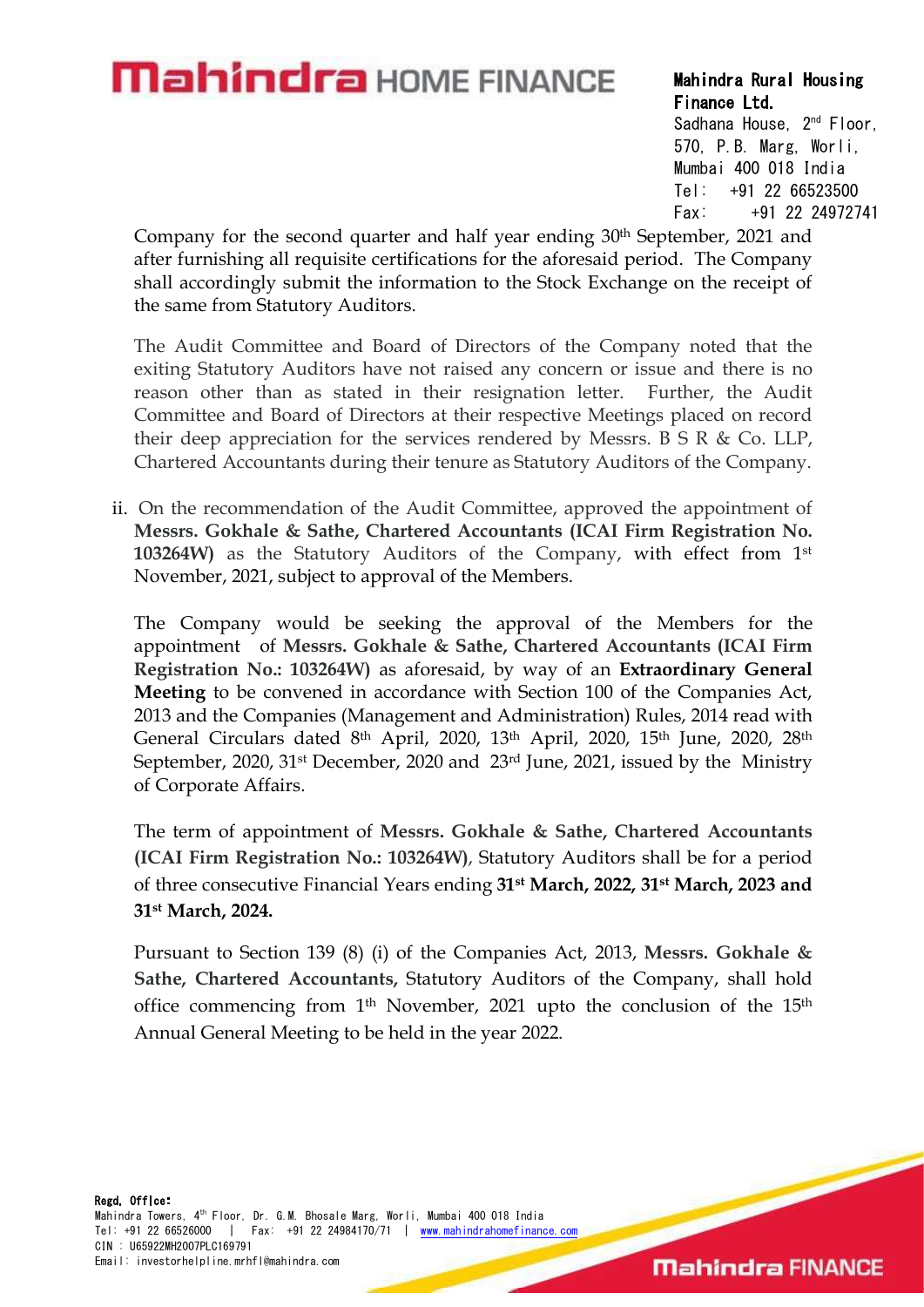Company for the second quarter and half year ending 30th September, 2021 and after furnishing all requisite certifications for the aforesaid period. The Company shall accordingly submit the information to the Stock Exchange on the receipt of the same from Statutory Auditors.

The Audit Committee and Board of Directors of the Company noted that the exiting Statutory Auditors have not raised any concern or issue and there is no reason other than as stated in their resignation letter. Further, the Audit Committee and Board of Directors at their respective Meetings placed on record their deep appreciation for the services rendered by Messrs. B S R & Co. LLP, Chartered Accountants during their tenure as Statutory Auditors of the Company.

ii. On the recommendation of the Audit Committee, approved the appointment of **Messrs. Gokhale & Sathe, Chartered Accountants (ICAI Firm Registration No. 103264W)** as the Statutory Auditors of the Company, with effect from 1st November, 2021, subject to approval of the Members.

   The Company would be seeking the approval of the Members for the appointment of **Messrs. Gokhale & Sathe, Chartered Accountants (ICAI Firm Registration No.: 103264W)** as aforesaid, by way of an **Extraordinary General Meeting** to be convened in accordance with Section 100 of the Companies Act, 2013 and the Companies (Management and Administration) Rules, 2014 read with General Circulars dated 8th April, 2020, 13th April, 2020, 15th June, 2020, 28th September, 2020, 31st December, 2020 and 23rd June, 2021, issued by the Ministry of Corporate Affairs.

   The term of appointment of **Messrs. Gokhale & Sathe, Chartered Accountants (ICAI Firm Registration No.: 103264W)**, Statutory Auditors shall be for a period of three consecutive Financial Years ending **31st March, 2022, 31st March, 2023 and 31st March, 2024.**

   Pursuant to Section 139 (8) (i) of the Companies Act, 2013, **Messrs. Gokhale & Sathe, Chartered Accountants**, Statutory Auditors of the Company, shall hold office commencing from 1th November, 2021 upto the conclusion of the 15th Annual General Meeting to be held in the year 2022.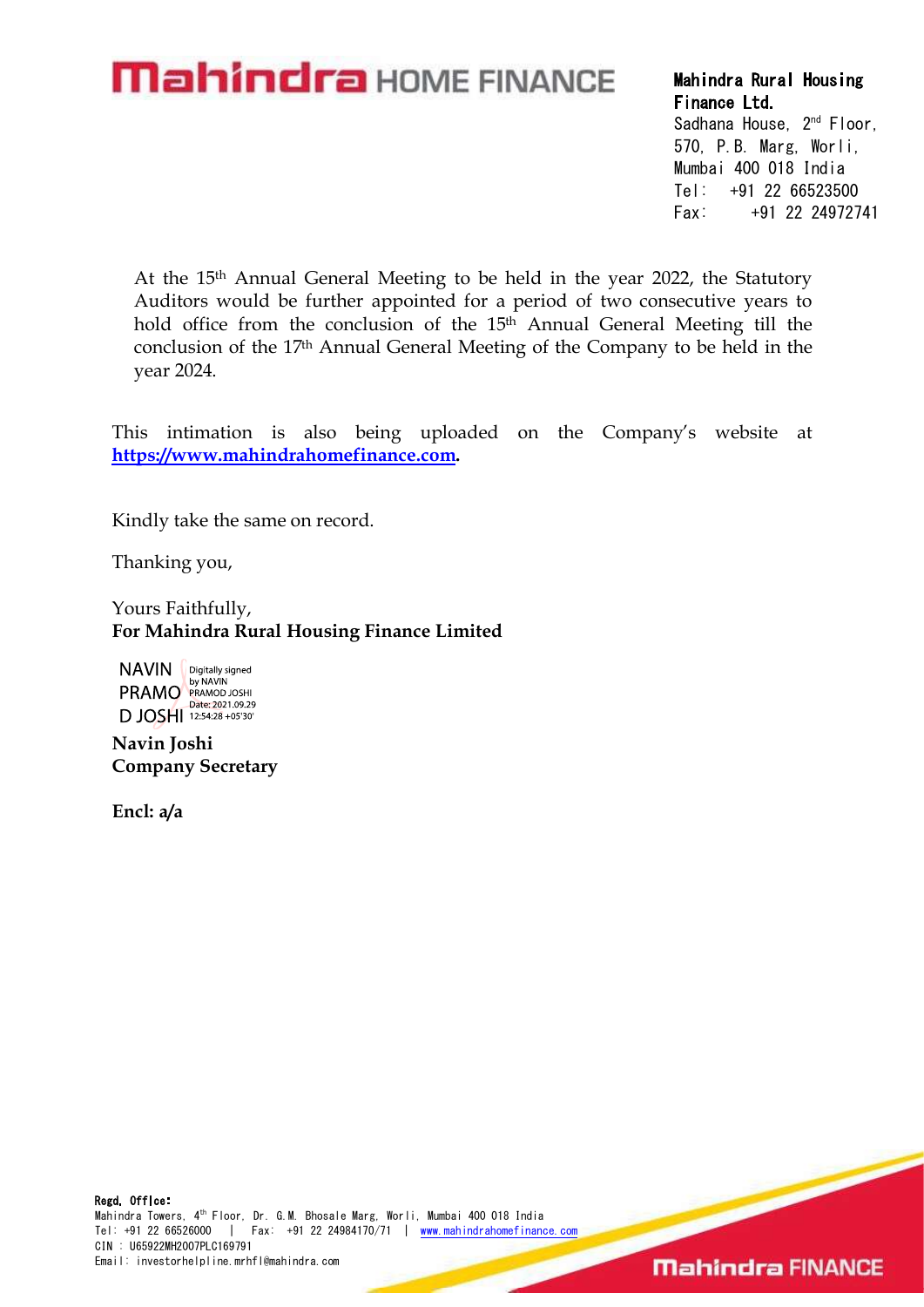**Mahindra Rural Housing Finance Ltd.**
Sadhana House, 2nd Floor,
570, P.B. Marg, Worli,
Mumbai 400 018 India
Tel: +91 22 66523500
Fax: +91 22 24972741

At the 15th Annual General Meeting to be held in the year 2022, the Statutory Auditors would be further appointed for a period of two consecutive years to hold office from the conclusion of the 15th Annual General Meeting till the conclusion of the 17th Annual General Meeting of the Company to be held in the year 2024.

This intimation is also being uploaded on the Company's website at **https://www.mahindrahomefinance.com**.

Kindly take the same on record.

Thanking you,

Yours Faithfully,
**For Mahindra Rural Housing Finance Limited**

NAVIN PRAMOD JOSHI
Digitally signed by NAVIN PRAMOD JOSHI
Date: 2021.09.29 12:54:28 +05'30'

**Navin Joshi**
**Company Secretary**

**Encl: a/a**

**Regd. Office:**
Mahindra Towers, 4th Floor, Dr. G.M. Bhosale Marg, Worli, Mumbai 400 018 India
Tel: +91 22 66526000 | Fax: +91 22 24984170/71 | www.mahindrahomefinance.com
CIN : U65922MH2007PLC169791
Email: investorhelpline.mrhfl@mahindra.com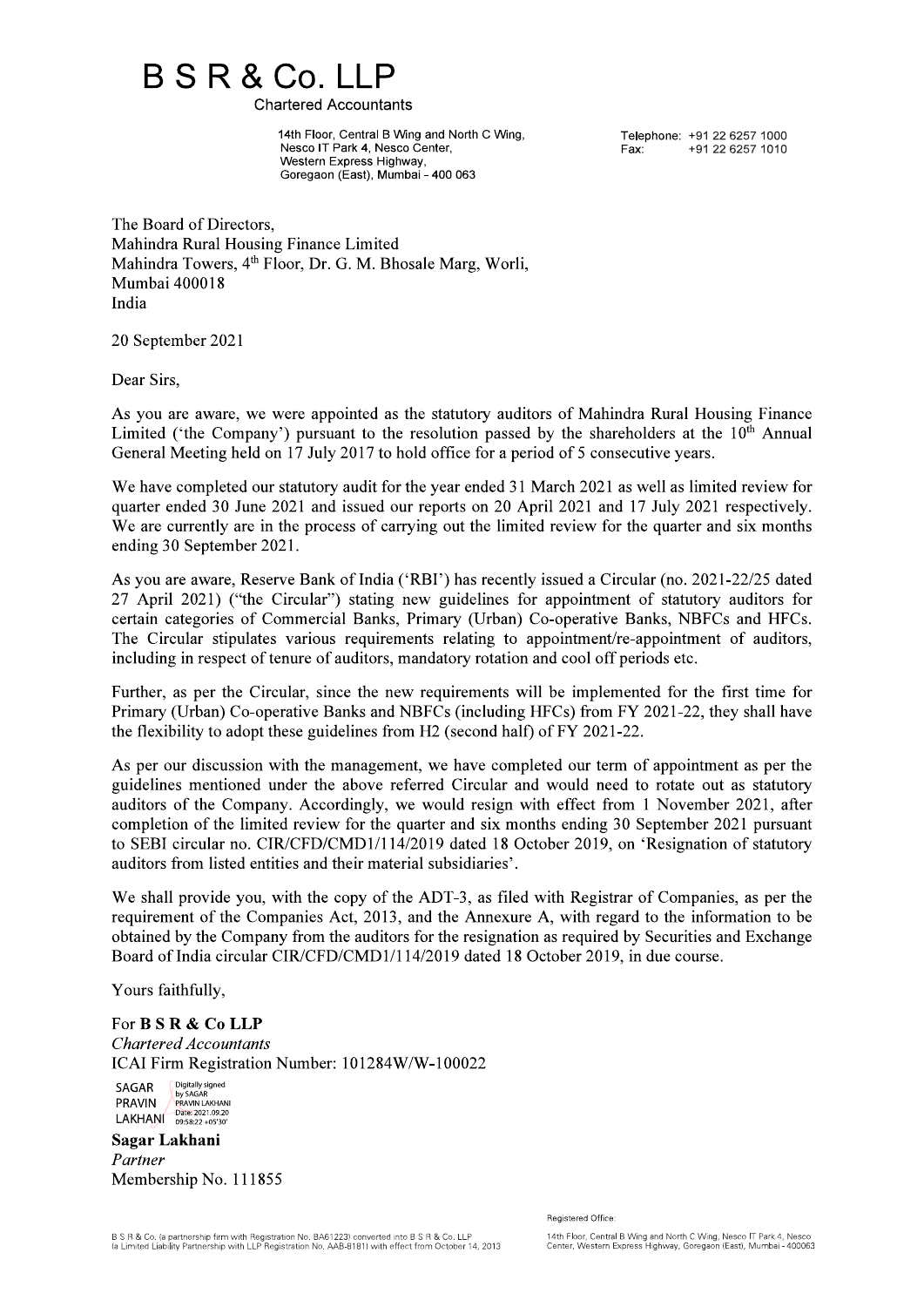# B S R & Co. LLP

Chartered Accountants

14th Floor, Central B Wing and North C Wing,
Nesco IT Park 4, Nesco Center,
Western Express Highway,
Goregaon (East), Mumbai - 400 063

Telephone: +91 22 6257 1000
Fax: +91 22 6257 1010

The Board of Directors,
Mahindra Rural Housing Finance Limited
Mahindra Towers, 4th Floor, Dr. G. M. Bhosale Marg, Worli,
Mumbai 400018
India

20 September 2021

Dear Sirs,

As you are aware, we were appointed as the statutory auditors of Mahindra Rural Housing Finance Limited ('the Company') pursuant to the resolution passed by the shareholders at the 10th Annual General Meeting held on 17 July 2017 to hold office for a period of 5 consecutive years.

We have completed our statutory audit for the year ended 31 March 2021 as well as limited review for quarter ended 30 June 2021 and issued our reports on 20 April 2021 and 17 July 2021 respectively. We are currently are in the process of carrying out the limited review for the quarter and six months ending 30 September 2021.

As you are aware, Reserve Bank of India ('RBI') has recently issued a Circular (no. 2021-22/25 dated 27 April 2021) ("the Circular") stating new guidelines for appointment of statutory auditors for certain categories of Commercial Banks, Primary (Urban) Co-operative Banks, NBFCs and HFCs. The Circular stipulates various requirements relating to appointment/re-appointment of auditors, including in respect of tenure of auditors, mandatory rotation and cool off periods etc.

Further, as per the Circular, since the new requirements will be implemented for the first time for Primary (Urban) Co-operative Banks and NBFCs (including HFCs) from FY 2021-22, they shall have the flexibility to adopt these guidelines from H2 (second half) of FY 2021-22.

As per our discussion with the management, we have completed our term of appointment as per the guidelines mentioned under the above referred Circular and would need to rotate out as statutory auditors of the Company. Accordingly, we would resign with effect from 1 November 2021, after completion of the limited review for the quarter and six months ending 30 September 2021 pursuant to SEBI circular no. CIR/CFD/CMD1/114/2019 dated 18 October 2019, on 'Resignation of statutory auditors from listed entities and their material subsidiaries'.

We shall provide you, with the copy of the ADT-3, as filed with Registrar of Companies, as per the requirement of the Companies Act, 2013, and the Annexure A, with regard to the information to be obtained by the Company from the auditors for the resignation as required by Securities and Exchange Board of India circular CIR/CFD/CMD1/114/2019 dated 18 October 2019, in due course.

Yours faithfully,

For **B S R & Co LLP**
*Chartered Accountants*
ICAI Firm Registration Number: 101284W/W-100022

SAGAR PRAVIN LAKHANI
Digitally signed by SAGAR PRAVIN LAKHANI
Date: 2021.09.20 09:58:22 +05'30'

**Sagar Lakhani**
*Partner*
Membership No. 111855

B S R & Co. (a partnership firm with Registration No. BA61223) converted into B S R & Co. LLP (a Limited Liability Partnership with LLP Registration No. AAB-8181) with effect from October 14, 2013

Registered Office:
14th Floor, Central B Wing and North C Wing, Nesco IT Park 4, Nesco Center, Western Express Highway, Goregaon (East), Mumbai - 400063